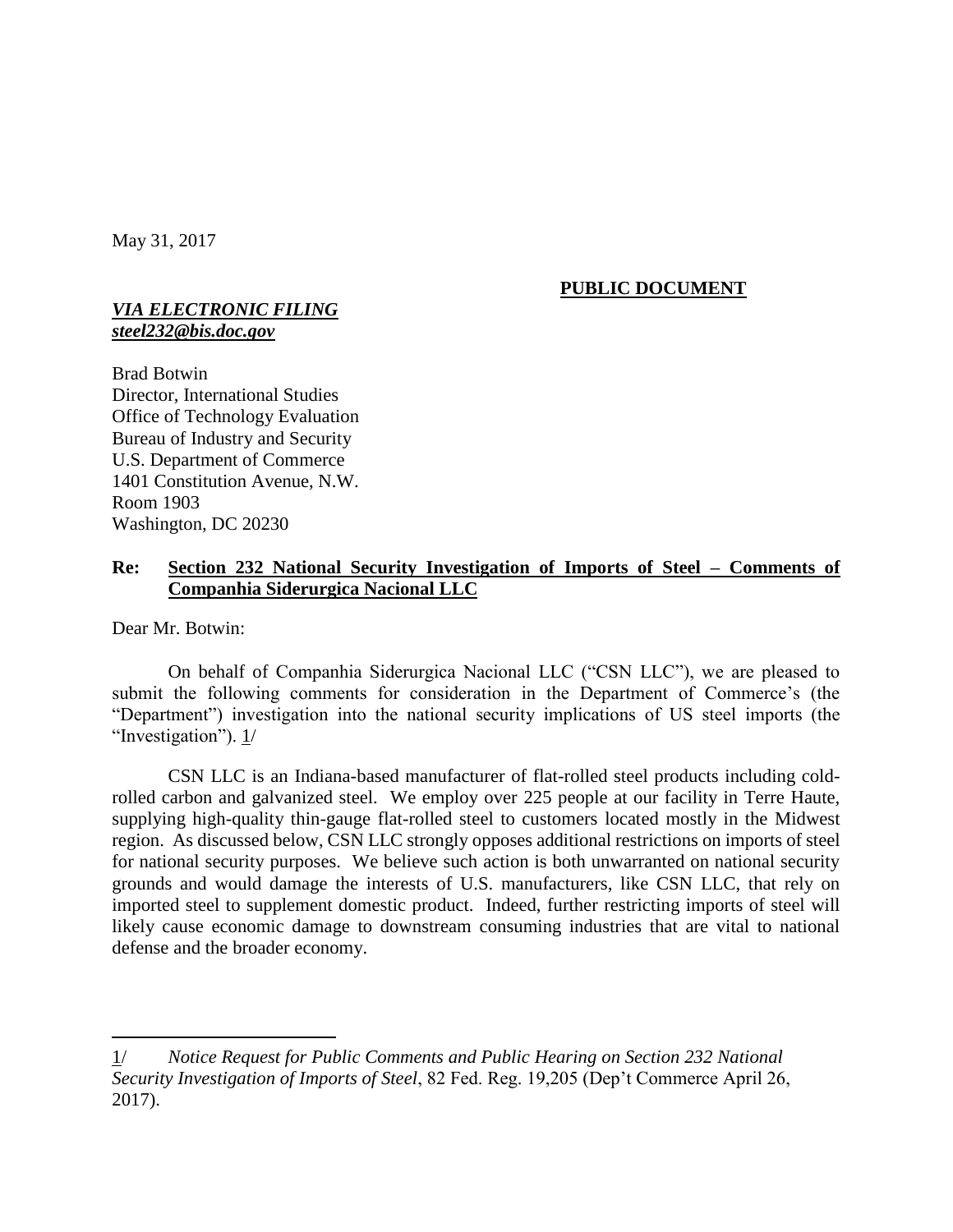May 31, 2017

**PUBLIC DOCUMENT**

***VIA ELECTRONIC FILING***
***steel232@bis.doc.gov***

Brad Botwin
Director, International Studies
Office of Technology Evaluation
Bureau of Industry and Security
U.S. Department of Commerce
1401 Constitution Avenue, N.W.
Room 1903
Washington, DC 20230

**Re: Section 232 National Security Investigation of Imports of Steel – Comments of Companhia Siderurgica Nacional LLC**

Dear Mr. Botwin:

On behalf of Companhia Siderurgica Nacional LLC ("CSN LLC"), we are pleased to submit the following comments for consideration in the Department of Commerce's (the "Department") investigation into the national security implications of US steel imports (the "Investigation"). 1/

CSN LLC is an Indiana-based manufacturer of flat-rolled steel products including cold-rolled carbon and galvanized steel. We employ over 225 people at our facility in Terre Haute, supplying high-quality thin-gauge flat-rolled steel to customers located mostly in the Midwest region. As discussed below, CSN LLC strongly opposes additional restrictions on imports of steel for national security purposes. We believe such action is both unwarranted on national security grounds and would damage the interests of U.S. manufacturers, like CSN LLC, that rely on imported steel to supplement domestic product. Indeed, further restricting imports of steel will likely cause economic damage to downstream consuming industries that are vital to national defense and the broader economy.

---

1/ *Notice Request for Public Comments and Public Hearing on Section 232 National Security Investigation of Imports of Steel*, 82 Fed. Reg. 19,205 (Dep't Commerce April 26, 2017).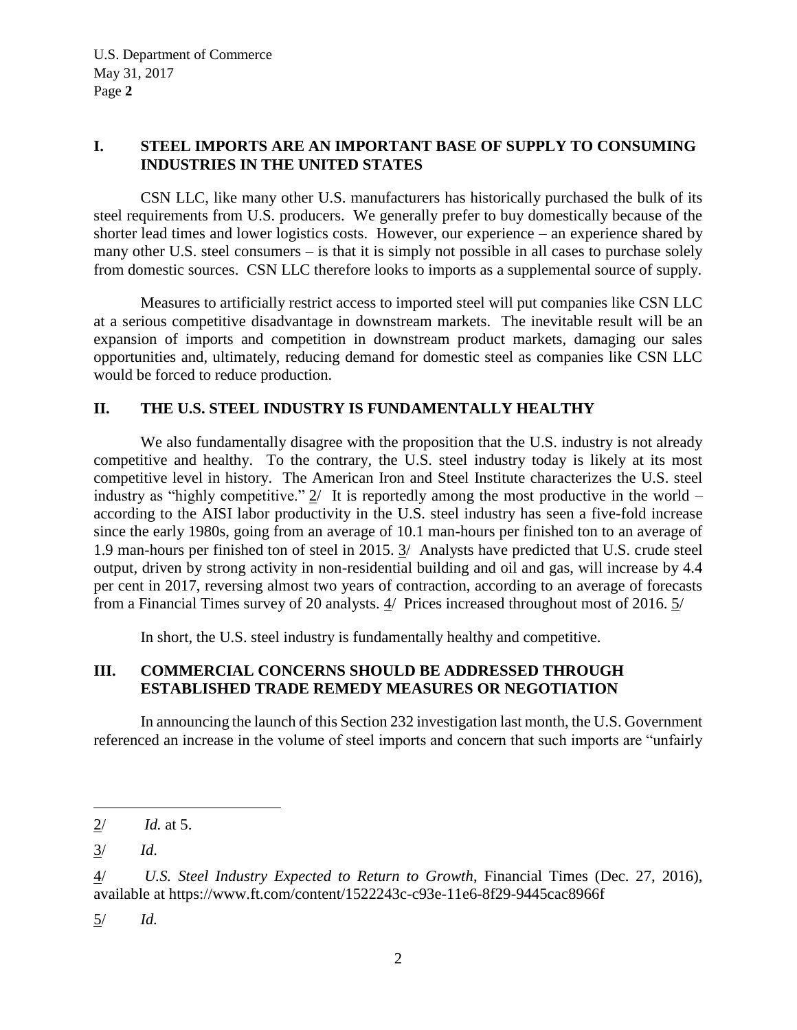## I. STEEL IMPORTS ARE AN IMPORTANT BASE OF SUPPLY TO CONSUMING INDUSTRIES IN THE UNITED STATES

CSN LLC, like many other U.S. manufacturers has historically purchased the bulk of its steel requirements from U.S. producers. We generally prefer to buy domestically because of the shorter lead times and lower logistics costs. However, our experience – an experience shared by many other U.S. steel consumers – is that it is simply not possible in all cases to purchase solely from domestic sources. CSN LLC therefore looks to imports as a supplemental source of supply.

Measures to artificially restrict access to imported steel will put companies like CSN LLC at a serious competitive disadvantage in downstream markets. The inevitable result will be an expansion of imports and competition in downstream product markets, damaging our sales opportunities and, ultimately, reducing demand for domestic steel as companies like CSN LLC would be forced to reduce production.

## II. THE U.S. STEEL INDUSTRY IS FUNDAMENTALLY HEALTHY

We also fundamentally disagree with the proposition that the U.S. industry is not already competitive and healthy. To the contrary, the U.S. steel industry today is likely at its most competitive level in history. The American Iron and Steel Institute characterizes the U.S. steel industry as "highly competitive." 2/ It is reportedly among the most productive in the world – according to the AISI labor productivity in the U.S. steel industry has seen a five-fold increase since the early 1980s, going from an average of 10.1 man-hours per finished ton to an average of 1.9 man-hours per finished ton of steel in 2015. 3/ Analysts have predicted that U.S. crude steel output, driven by strong activity in non-residential building and oil and gas, will increase by 4.4 per cent in 2017, reversing almost two years of contraction, according to an average of forecasts from a Financial Times survey of 20 analysts. 4/ Prices increased throughout most of 2016. 5/

In short, the U.S. steel industry is fundamentally healthy and competitive.

## III. COMMERCIAL CONCERNS SHOULD BE ADDRESSED THROUGH ESTABLISHED TRADE REMEDY MEASURES OR NEGOTIATION

In announcing the launch of this Section 232 investigation last month, the U.S. Government referenced an increase in the volume of steel imports and concern that such imports are "unfairly

---

2/ *Id.* at 5.

3/ *Id*.

4/ *U.S. Steel Industry Expected to Return to Growth*, Financial Times (Dec. 27, 2016), available at https://www.ft.com/content/1522243c-c93e-11e6-8f29-9445cac8966f

5/ *Id.*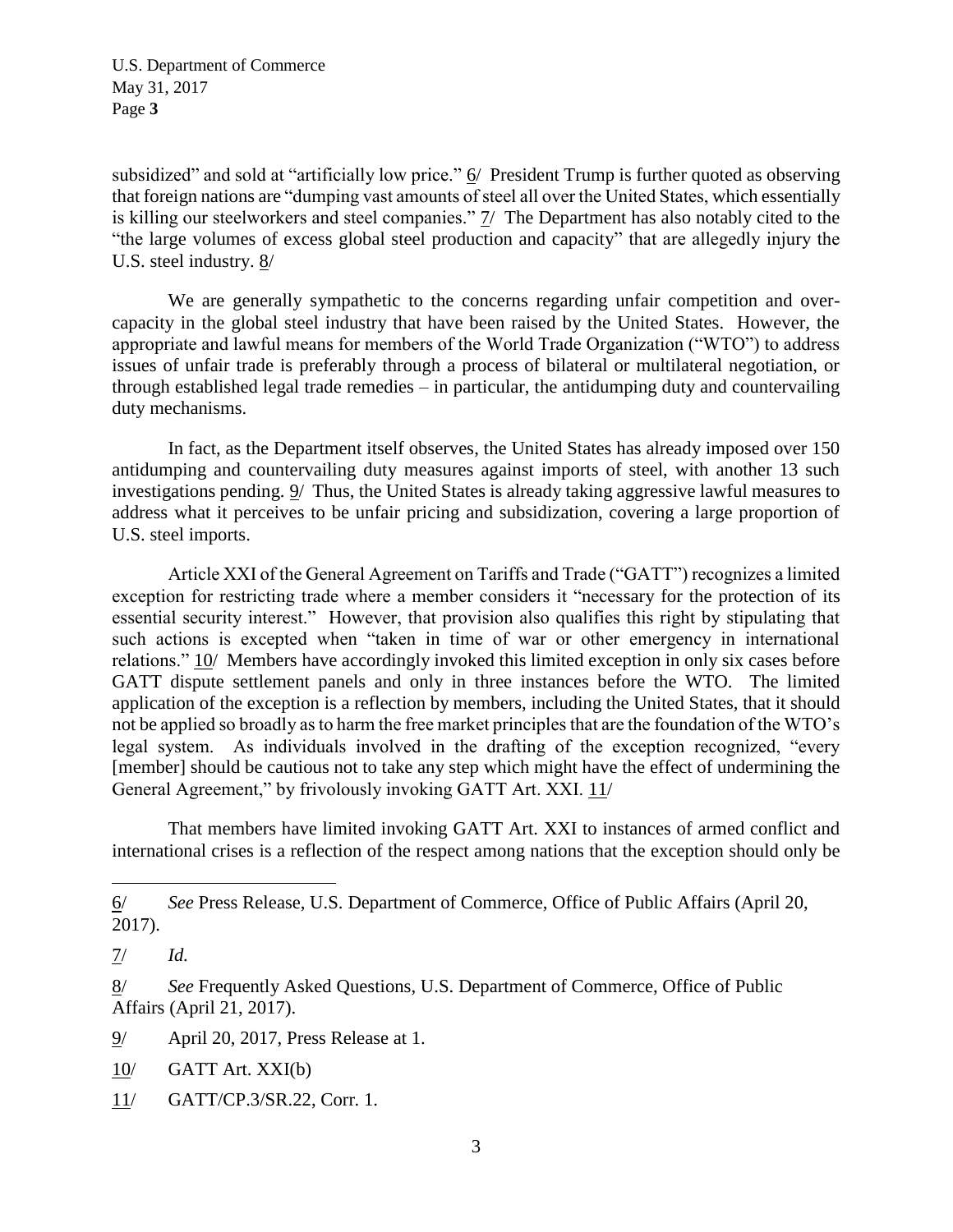subsidized" and sold at "artificially low price." 6/ President Trump is further quoted as observing that foreign nations are "dumping vast amounts of steel all over the United States, which essentially is killing our steelworkers and steel companies." 7/ The Department has also notably cited to the "the large volumes of excess global steel production and capacity" that are allegedly injury the U.S. steel industry. 8/

We are generally sympathetic to the concerns regarding unfair competition and over-capacity in the global steel industry that have been raised by the United States. However, the appropriate and lawful means for members of the World Trade Organization ("WTO") to address issues of unfair trade is preferably through a process of bilateral or multilateral negotiation, or through established legal trade remedies – in particular, the antidumping duty and countervailing duty mechanisms.

In fact, as the Department itself observes, the United States has already imposed over 150 antidumping and countervailing duty measures against imports of steel, with another 13 such investigations pending. 9/ Thus, the United States is already taking aggressive lawful measures to address what it perceives to be unfair pricing and subsidization, covering a large proportion of U.S. steel imports.

Article XXI of the General Agreement on Tariffs and Trade ("GATT") recognizes a limited exception for restricting trade where a member considers it "necessary for the protection of its essential security interest." However, that provision also qualifies this right by stipulating that such actions is excepted when "taken in time of war or other emergency in international relations." 10/ Members have accordingly invoked this limited exception in only six cases before GATT dispute settlement panels and only in three instances before the WTO. The limited application of the exception is a reflection by members, including the United States, that it should not be applied so broadly as to harm the free market principles that are the foundation of the WTO's legal system. As individuals involved in the drafting of the exception recognized, "every [member] should be cautious not to take any step which might have the effect of undermining the General Agreement," by frivolously invoking GATT Art. XXI. 11/

That members have limited invoking GATT Art. XXI to instances of armed conflict and international crises is a reflection of the respect among nations that the exception should only be

---

6/ *See* Press Release, U.S. Department of Commerce, Office of Public Affairs (April 20, 2017).

7/ *Id.*

8/ *See* Frequently Asked Questions, U.S. Department of Commerce, Office of Public Affairs (April 21, 2017).

9/ April 20, 2017, Press Release at 1.

10/ GATT Art. XXI(b)

11/ GATT/CP.3/SR.22, Corr. 1.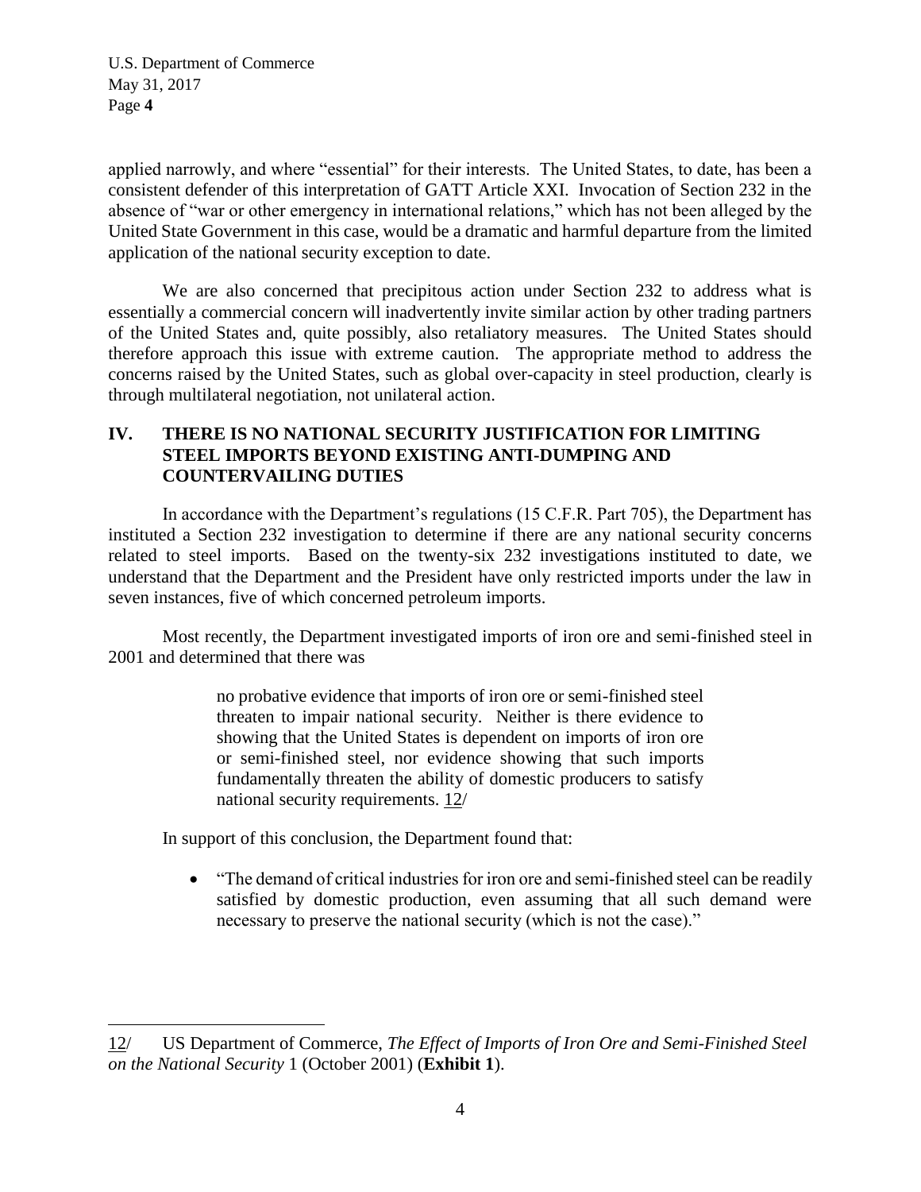applied narrowly, and where "essential" for their interests. The United States, to date, has been a consistent defender of this interpretation of GATT Article XXI. Invocation of Section 232 in the absence of "war or other emergency in international relations," which has not been alleged by the United State Government in this case, would be a dramatic and harmful departure from the limited application of the national security exception to date.

We are also concerned that precipitous action under Section 232 to address what is essentially a commercial concern will inadvertently invite similar action by other trading partners of the United States and, quite possibly, also retaliatory measures. The United States should therefore approach this issue with extreme caution. The appropriate method to address the concerns raised by the United States, such as global over-capacity in steel production, clearly is through multilateral negotiation, not unilateral action.

## IV. THERE IS NO NATIONAL SECURITY JUSTIFICATION FOR LIMITING STEEL IMPORTS BEYOND EXISTING ANTI-DUMPING AND COUNTERVAILING DUTIES

In accordance with the Department's regulations (15 C.F.R. Part 705), the Department has instituted a Section 232 investigation to determine if there are any national security concerns related to steel imports. Based on the twenty-six 232 investigations instituted to date, we understand that the Department and the President have only restricted imports under the law in seven instances, five of which concerned petroleum imports.

Most recently, the Department investigated imports of iron ore and semi-finished steel in 2001 and determined that there was

> no probative evidence that imports of iron ore or semi-finished steel threaten to impair national security. Neither is there evidence to showing that the United States is dependent on imports of iron ore or semi-finished steel, nor evidence showing that such imports fundamentally threaten the ability of domestic producers to satisfy national security requirements. 12/

In support of this conclusion, the Department found that:

- "The demand of critical industries for iron ore and semi-finished steel can be readily satisfied by domestic production, even assuming that all such demand were necessary to preserve the national security (which is not the case)."

---

12/ US Department of Commerce, *The Effect of Imports of Iron Ore and Semi-Finished Steel on the National Security* 1 (October 2001) (**Exhibit 1**).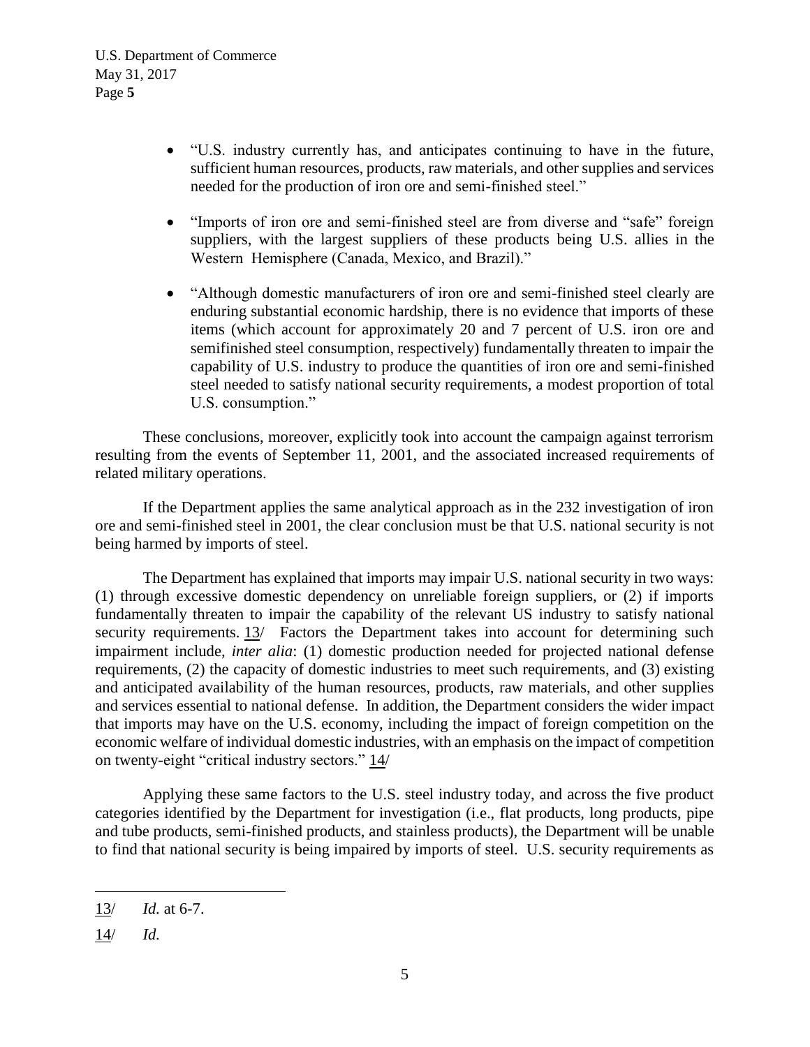- "U.S. industry currently has, and anticipates continuing to have in the future, sufficient human resources, products, raw materials, and other supplies and services needed for the production of iron ore and semi-finished steel."

- "Imports of iron ore and semi-finished steel are from diverse and "safe" foreign suppliers, with the largest suppliers of these products being U.S. allies in the Western Hemisphere (Canada, Mexico, and Brazil)."

- "Although domestic manufacturers of iron ore and semi-finished steel clearly are enduring substantial economic hardship, there is no evidence that imports of these items (which account for approximately 20 and 7 percent of U.S. iron ore and semifinished steel consumption, respectively) fundamentally threaten to impair the capability of U.S. industry to produce the quantities of iron ore and semi-finished steel needed to satisfy national security requirements, a modest proportion of total U.S. consumption."

These conclusions, moreover, explicitly took into account the campaign against terrorism resulting from the events of September 11, 2001, and the associated increased requirements of related military operations.

If the Department applies the same analytical approach as in the 232 investigation of iron ore and semi-finished steel in 2001, the clear conclusion must be that U.S. national security is not being harmed by imports of steel.

The Department has explained that imports may impair U.S. national security in two ways: (1) through excessive domestic dependency on unreliable foreign suppliers, or (2) if imports fundamentally threaten to impair the capability of the relevant US industry to satisfy national security requirements. 13/ Factors the Department takes into account for determining such impairment include, *inter alia*: (1) domestic production needed for projected national defense requirements, (2) the capacity of domestic industries to meet such requirements, and (3) existing and anticipated availability of the human resources, products, raw materials, and other supplies and services essential to national defense. In addition, the Department considers the wider impact that imports may have on the U.S. economy, including the impact of foreign competition on the economic welfare of individual domestic industries, with an emphasis on the impact of competition on twenty-eight "critical industry sectors." 14/

Applying these same factors to the U.S. steel industry today, and across the five product categories identified by the Department for investigation (i.e., flat products, long products, pipe and tube products, semi-finished products, and stainless products), the Department will be unable to find that national security is being impaired by imports of steel. U.S. security requirements as

---

13/ *Id.* at 6-7.

14/ *Id.*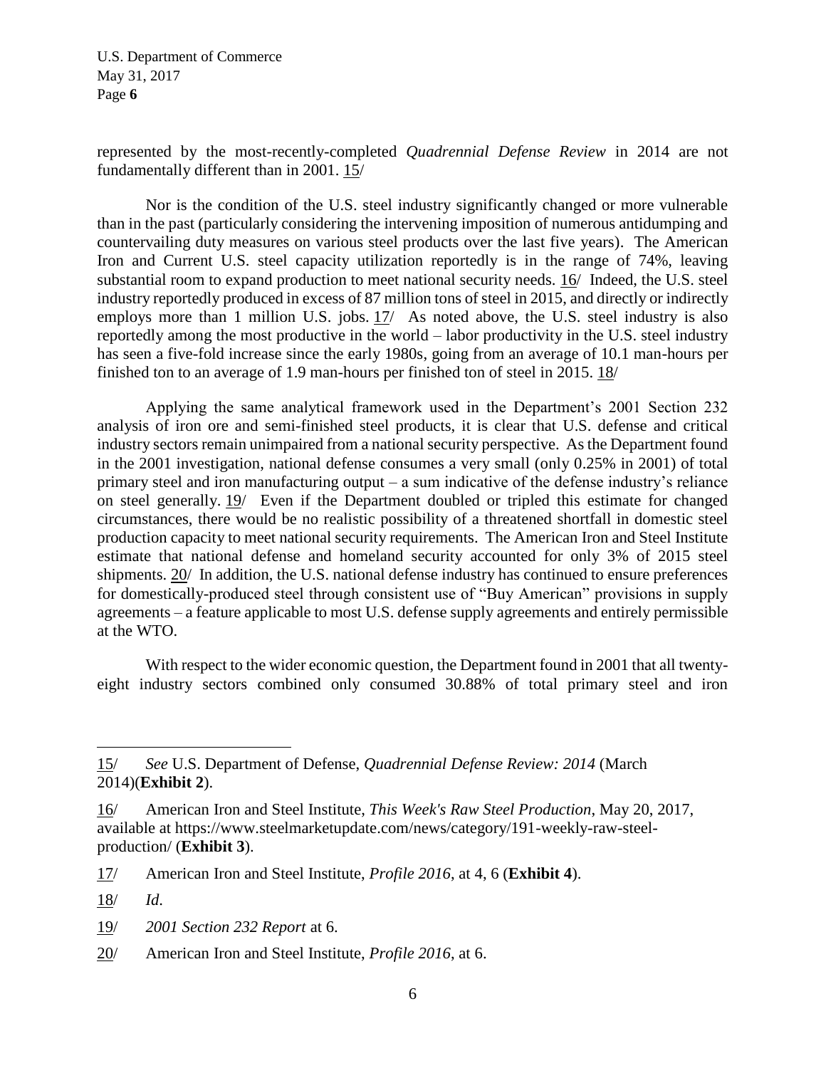represented by the most-recently-completed *Quadrennial Defense Review* in 2014 are not fundamentally different than in 2001. 15/

Nor is the condition of the U.S. steel industry significantly changed or more vulnerable than in the past (particularly considering the intervening imposition of numerous antidumping and countervailing duty measures on various steel products over the last five years). The American Iron and Current U.S. steel capacity utilization reportedly is in the range of 74%, leaving substantial room to expand production to meet national security needs. 16/ Indeed, the U.S. steel industry reportedly produced in excess of 87 million tons of steel in 2015, and directly or indirectly employs more than 1 million U.S. jobs. 17/ As noted above, the U.S. steel industry is also reportedly among the most productive in the world – labor productivity in the U.S. steel industry has seen a five-fold increase since the early 1980s, going from an average of 10.1 man-hours per finished ton to an average of 1.9 man-hours per finished ton of steel in 2015. 18/

Applying the same analytical framework used in the Department's 2001 Section 232 analysis of iron ore and semi-finished steel products, it is clear that U.S. defense and critical industry sectors remain unimpaired from a national security perspective. As the Department found in the 2001 investigation, national defense consumes a very small (only 0.25% in 2001) of total primary steel and iron manufacturing output – a sum indicative of the defense industry's reliance on steel generally. 19/ Even if the Department doubled or tripled this estimate for changed circumstances, there would be no realistic possibility of a threatened shortfall in domestic steel production capacity to meet national security requirements. The American Iron and Steel Institute estimate that national defense and homeland security accounted for only 3% of 2015 steel shipments. 20/ In addition, the U.S. national defense industry has continued to ensure preferences for domestically-produced steel through consistent use of "Buy American" provisions in supply agreements – a feature applicable to most U.S. defense supply agreements and entirely permissible at the WTO.

With respect to the wider economic question, the Department found in 2001 that all twenty-eight industry sectors combined only consumed 30.88% of total primary steel and iron

---

15/ *See* U.S. Department of Defense, *Quadrennial Defense Review: 2014* (March 2014)(**Exhibit 2**).

16/ American Iron and Steel Institute, *This Week's Raw Steel Production*, May 20, 2017, available at https://www.steelmarketupdate.com/news/category/191-weekly-raw-steel-production/ (**Exhibit 3**).

17/ American Iron and Steel Institute, *Profile 2016*, at 4, 6 (**Exhibit 4**).

18/ *Id*.

19/ *2001 Section 232 Report* at 6.

20/ American Iron and Steel Institute, *Profile 2016*, at 6.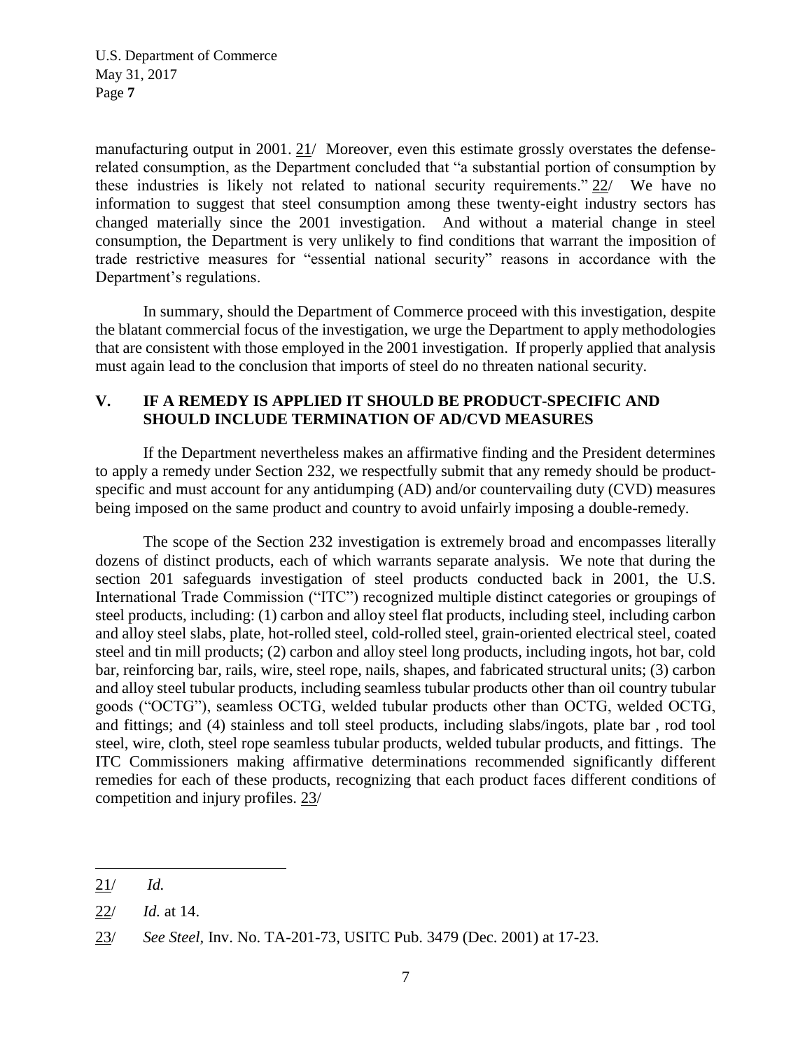manufacturing output in 2001. 21/ Moreover, even this estimate grossly overstates the defense-related consumption, as the Department concluded that "a substantial portion of consumption by these industries is likely not related to national security requirements." 22/ We have no information to suggest that steel consumption among these twenty-eight industry sectors has changed materially since the 2001 investigation. And without a material change in steel consumption, the Department is very unlikely to find conditions that warrant the imposition of trade restrictive measures for "essential national security" reasons in accordance with the Department's regulations.

In summary, should the Department of Commerce proceed with this investigation, despite the blatant commercial focus of the investigation, we urge the Department to apply methodologies that are consistent with those employed in the 2001 investigation. If properly applied that analysis must again lead to the conclusion that imports of steel do no threaten national security.

## V. IF A REMEDY IS APPLIED IT SHOULD BE PRODUCT-SPECIFIC AND SHOULD INCLUDE TERMINATION OF AD/CVD MEASURES

If the Department nevertheless makes an affirmative finding and the President determines to apply a remedy under Section 232, we respectfully submit that any remedy should be product-specific and must account for any antidumping (AD) and/or countervailing duty (CVD) measures being imposed on the same product and country to avoid unfairly imposing a double-remedy.

The scope of the Section 232 investigation is extremely broad and encompasses literally dozens of distinct products, each of which warrants separate analysis. We note that during the section 201 safeguards investigation of steel products conducted back in 2001, the U.S. International Trade Commission ("ITC") recognized multiple distinct categories or groupings of steel products, including: (1) carbon and alloy steel flat products, including steel, including carbon and alloy steel slabs, plate, hot-rolled steel, cold-rolled steel, grain-oriented electrical steel, coated steel and tin mill products; (2) carbon and alloy steel long products, including ingots, hot bar, cold bar, reinforcing bar, rails, wire, steel rope, nails, shapes, and fabricated structural units; (3) carbon and alloy steel tubular products, including seamless tubular products other than oil country tubular goods ("OCTG"), seamless OCTG, welded tubular products other than OCTG, welded OCTG, and fittings; and (4) stainless and toll steel products, including slabs/ingots, plate bar , rod tool steel, wire, cloth, steel rope seamless tubular products, welded tubular products, and fittings. The ITC Commissioners making affirmative determinations recommended significantly different remedies for each of these products, recognizing that each product faces different conditions of competition and injury profiles. 23/

---

21/ *Id.*

22/ *Id.* at 14.

23/ *See Steel*, Inv. No. TA-201-73, USITC Pub. 3479 (Dec. 2001) at 17-23.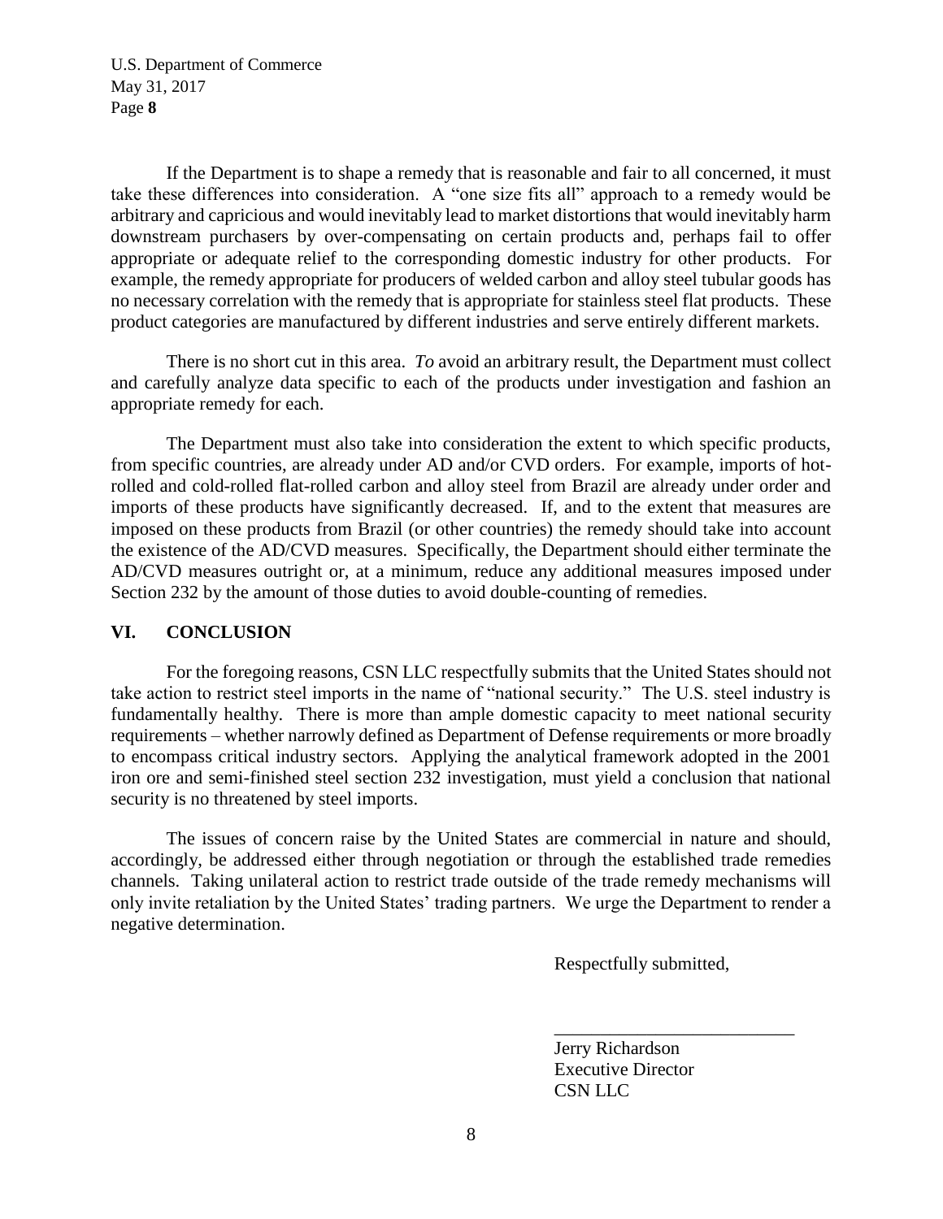If the Department is to shape a remedy that is reasonable and fair to all concerned, it must take these differences into consideration. A "one size fits all" approach to a remedy would be arbitrary and capricious and would inevitably lead to market distortions that would inevitably harm downstream purchasers by over-compensating on certain products and, perhaps fail to offer appropriate or adequate relief to the corresponding domestic industry for other products. For example, the remedy appropriate for producers of welded carbon and alloy steel tubular goods has no necessary correlation with the remedy that is appropriate for stainless steel flat products. These product categories are manufactured by different industries and serve entirely different markets.

There is no short cut in this area. *To* avoid an arbitrary result, the Department must collect and carefully analyze data specific to each of the products under investigation and fashion an appropriate remedy for each.

The Department must also take into consideration the extent to which specific products, from specific countries, are already under AD and/or CVD orders. For example, imports of hot-rolled and cold-rolled flat-rolled carbon and alloy steel from Brazil are already under order and imports of these products have significantly decreased. If, and to the extent that measures are imposed on these products from Brazil (or other countries) the remedy should take into account the existence of the AD/CVD measures. Specifically, the Department should either terminate the AD/CVD measures outright or, at a minimum, reduce any additional measures imposed under Section 232 by the amount of those duties to avoid double-counting of remedies.

## VI. CONCLUSION

For the foregoing reasons, CSN LLC respectfully submits that the United States should not take action to restrict steel imports in the name of "national security." The U.S. steel industry is fundamentally healthy. There is more than ample domestic capacity to meet national security requirements – whether narrowly defined as Department of Defense requirements or more broadly to encompass critical industry sectors. Applying the analytical framework adopted in the 2001 iron ore and semi-finished steel section 232 investigation, must yield a conclusion that national security is no threatened by steel imports.

The issues of concern raise by the United States are commercial in nature and should, accordingly, be addressed either through negotiation or through the established trade remedies channels. Taking unilateral action to restrict trade outside of the trade remedy mechanisms will only invite retaliation by the United States' trading partners. We urge the Department to render a negative determination.

Respectfully submitted,

___________________________

Jerry Richardson
Executive Director
CSN LLC